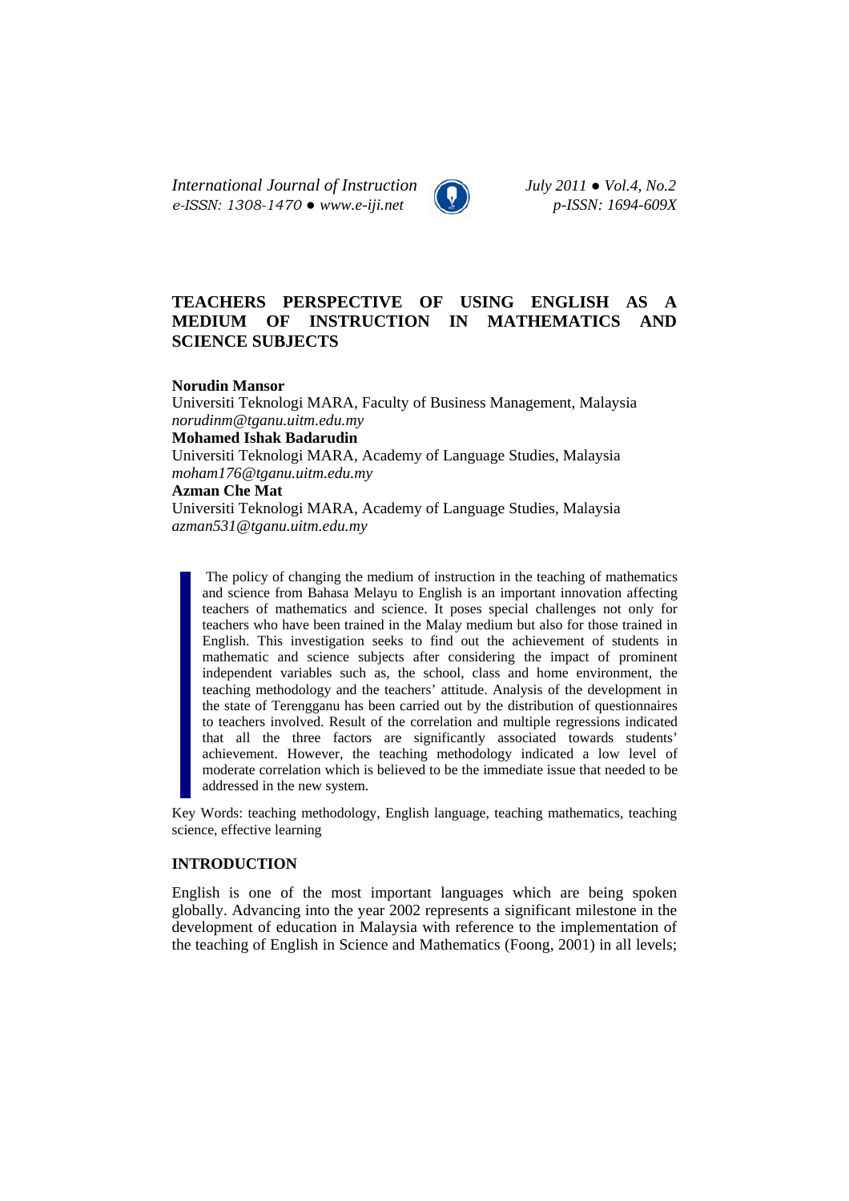# TEACHERS PERSPECTIVE OF USING ENGLISH AS A MEDIUM OF INSTRUCTION IN MATHEMATICS AND SCIENCE SUBJECTS

**Norudin Mansor**
Universiti Teknologi MARA, Faculty of Business Management, Malaysia
*norudinm@tganu.uitm.edu.my*

**Mohamed Ishak Badarudin**
Universiti Teknologi MARA, Academy of Language Studies, Malaysia
*moham176@tganu.uitm.edu.my*

**Azman Che Mat**
Universiti Teknologi MARA, Academy of Language Studies, Malaysia
*azman531@tganu.uitm.edu.my*

The policy of changing the medium of instruction in the teaching of mathematics and science from Bahasa Melayu to English is an important innovation affecting teachers of mathematics and science. It poses special challenges not only for teachers who have been trained in the Malay medium but also for those trained in English. This investigation seeks to find out the achievement of students in mathematic and science subjects after considering the impact of prominent independent variables such as, the school, class and home environment, the teaching methodology and the teachers' attitude. Analysis of the development in the state of Terengganu has been carried out by the distribution of questionnaires to teachers involved. Result of the correlation and multiple regressions indicated that all the three factors are significantly associated towards students' achievement. However, the teaching methodology indicated a low level of moderate correlation which is believed to be the immediate issue that needed to be addressed in the new system.

Key Words: teaching methodology, English language, teaching mathematics, teaching science, effective learning

## INTRODUCTION

English is one of the most important languages which are being spoken globally. Advancing into the year 2002 represents a significant milestone in the development of education in Malaysia with reference to the implementation of the teaching of English in Science and Mathematics (Foong, 2001) in all levels;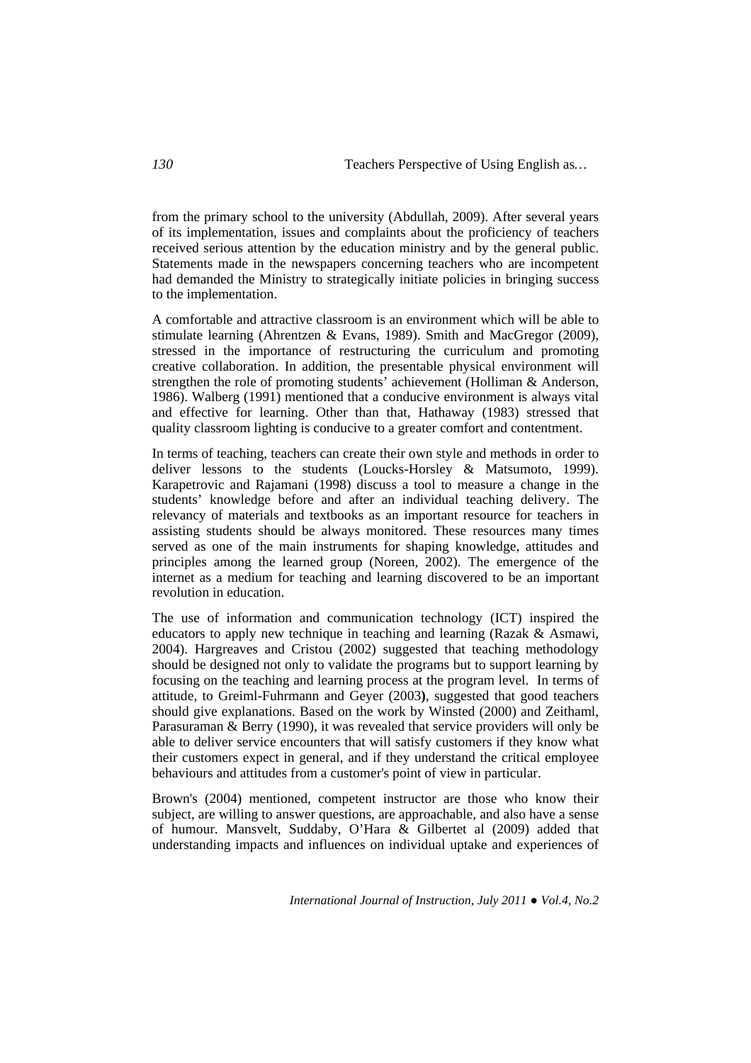from the primary school to the university (Abdullah, 2009). After several years of its implementation, issues and complaints about the proficiency of teachers received serious attention by the education ministry and by the general public. Statements made in the newspapers concerning teachers who are incompetent had demanded the Ministry to strategically initiate policies in bringing success to the implementation.

A comfortable and attractive classroom is an environment which will be able to stimulate learning (Ahrentzen & Evans, 1989). Smith and MacGregor (2009), stressed in the importance of restructuring the curriculum and promoting creative collaboration. In addition, the presentable physical environment will strengthen the role of promoting students' achievement (Holliman & Anderson, 1986). Walberg (1991) mentioned that a conducive environment is always vital and effective for learning. Other than that, Hathaway (1983) stressed that quality classroom lighting is conducive to a greater comfort and contentment.

In terms of teaching, teachers can create their own style and methods in order to deliver lessons to the students (Loucks-Horsley & Matsumoto, 1999). Karapetrovic and Rajamani (1998) discuss a tool to measure a change in the students' knowledge before and after an individual teaching delivery. The relevancy of materials and textbooks as an important resource for teachers in assisting students should be always monitored. These resources many times served as one of the main instruments for shaping knowledge, attitudes and principles among the learned group (Noreen, 2002). The emergence of the internet as a medium for teaching and learning discovered to be an important revolution in education.

The use of information and communication technology (ICT) inspired the educators to apply new technique in teaching and learning (Razak & Asmawi, 2004). Hargreaves and Cristou (2002) suggested that teaching methodology should be designed not only to validate the programs but to support learning by focusing on the teaching and learning process at the program level. In terms of attitude, to Greiml-Fuhrmann and Geyer (2003**)**, suggested that good teachers should give explanations. Based on the work by Winsted (2000) and Zeithaml, Parasuraman & Berry (1990), it was revealed that service providers will only be able to deliver service encounters that will satisfy customers if they know what their customers expect in general, and if they understand the critical employee behaviours and attitudes from a customer's point of view in particular.

Brown's (2004) mentioned, competent instructor are those who know their subject, are willing to answer questions, are approachable, and also have a sense of humour. Mansvelt, Suddaby, O'Hara & Gilbertet al (2009) added that understanding impacts and influences on individual uptake and experiences of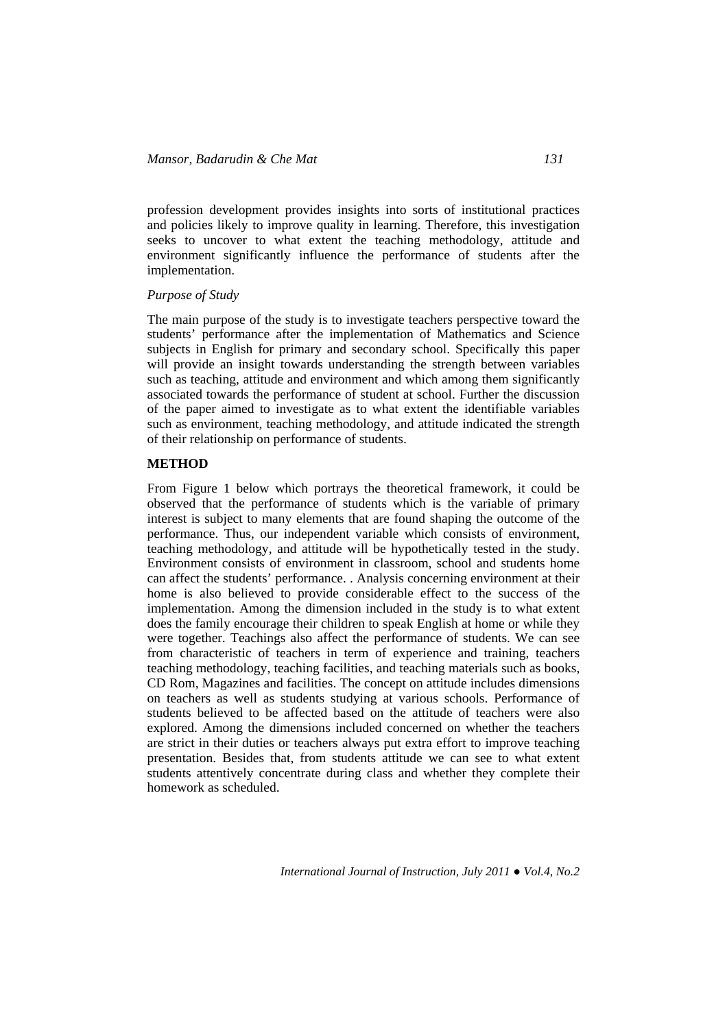profession development provides insights into sorts of institutional practices and policies likely to improve quality in learning. Therefore, this investigation seeks to uncover to what extent the teaching methodology, attitude and environment significantly influence the performance of students after the implementation.

*Purpose of Study*

The main purpose of the study is to investigate teachers perspective toward the students' performance after the implementation of Mathematics and Science subjects in English for primary and secondary school. Specifically this paper will provide an insight towards understanding the strength between variables such as teaching, attitude and environment and which among them significantly associated towards the performance of student at school. Further the discussion of the paper aimed to investigate as to what extent the identifiable variables such as environment, teaching methodology, and attitude indicated the strength of their relationship on performance of students.

## METHOD

From Figure 1 below which portrays the theoretical framework, it could be observed that the performance of students which is the variable of primary interest is subject to many elements that are found shaping the outcome of the performance. Thus, our independent variable which consists of environment, teaching methodology, and attitude will be hypothetically tested in the study. Environment consists of environment in classroom, school and students home can affect the students' performance. . Analysis concerning environment at their home is also believed to provide considerable effect to the success of the implementation. Among the dimension included in the study is to what extent does the family encourage their children to speak English at home or while they were together. Teachings also affect the performance of students. We can see from characteristic of teachers in term of experience and training, teachers teaching methodology, teaching facilities, and teaching materials such as books, CD Rom, Magazines and facilities. The concept on attitude includes dimensions on teachers as well as students studying at various schools. Performance of students believed to be affected based on the attitude of teachers were also explored. Among the dimensions included concerned on whether the teachers are strict in their duties or teachers always put extra effort to improve teaching presentation. Besides that, from students attitude we can see to what extent students attentively concentrate during class and whether they complete their homework as scheduled.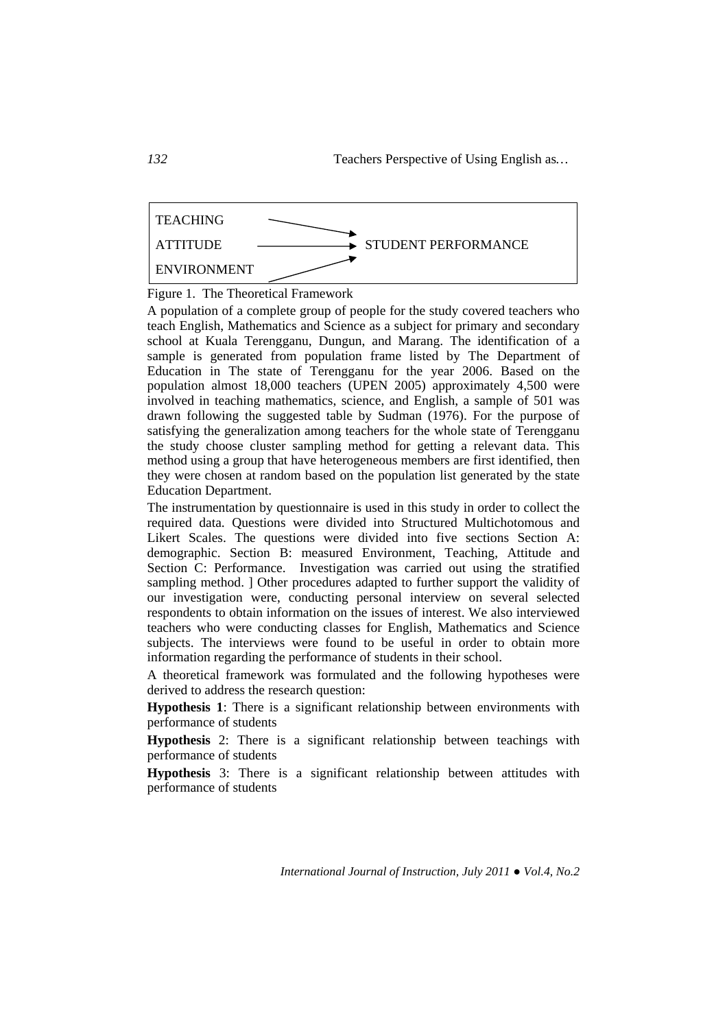TEACHING → STUDENT PERFORMANCE
ATTITUDE → STUDENT PERFORMANCE
ENVIRONMENT → STUDENT PERFORMANCE

Figure 1. The Theoretical Framework

A population of a complete group of people for the study covered teachers who teach English, Mathematics and Science as a subject for primary and secondary school at Kuala Terengganu, Dungun, and Marang. The identification of a sample is generated from population frame listed by The Department of Education in The state of Terengganu for the year 2006. Based on the population almost 18,000 teachers (UPEN 2005) approximately 4,500 were involved in teaching mathematics, science, and English, a sample of 501 was drawn following the suggested table by Sudman (1976). For the purpose of satisfying the generalization among teachers for the whole state of Terengganu the study choose cluster sampling method for getting a relevant data. This method using a group that have heterogeneous members are first identified, then they were chosen at random based on the population list generated by the state Education Department.

The instrumentation by questionnaire is used in this study in order to collect the required data. Questions were divided into Structured Multichotomous and Likert Scales. The questions were divided into five sections Section A: demographic. Section B: measured Environment, Teaching, Attitude and Section C: Performance. Investigation was carried out using the stratified sampling method. ] Other procedures adapted to further support the validity of our investigation were, conducting personal interview on several selected respondents to obtain information on the issues of interest. We also interviewed teachers who were conducting classes for English, Mathematics and Science subjects. The interviews were found to be useful in order to obtain more information regarding the performance of students in their school.

A theoretical framework was formulated and the following hypotheses were derived to address the research question:

**Hypothesis 1**: There is a significant relationship between environments with performance of students

**Hypothesis** 2: There is a significant relationship between teachings with performance of students

**Hypothesis** 3: There is a significant relationship between attitudes with performance of students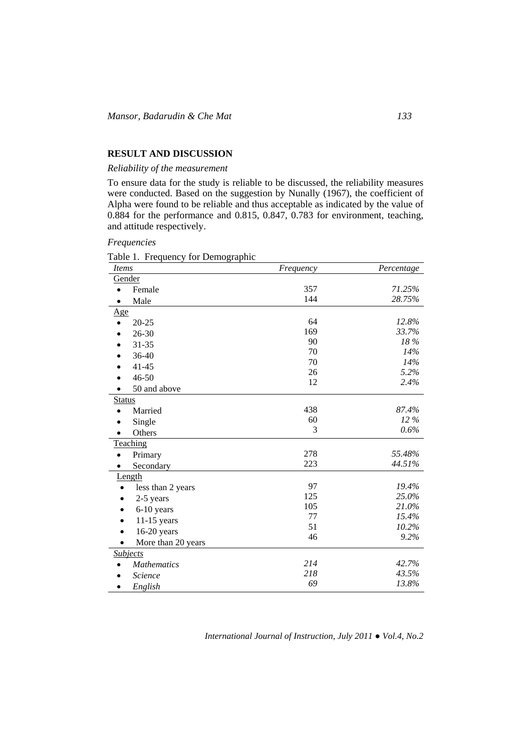## RESULT AND DISCUSSION

### *Reliability of the measurement*

To ensure data for the study is reliable to be discussed, the reliability measures were conducted. Based on the suggestion by Nunally (1967), the coefficient of Alpha were found to be reliable and thus acceptable as indicated by the value of 0.884 for the performance and 0.815, 0.847, 0.783 for environment, teaching, and attitude respectively.

### *Frequencies*

Table 1. Frequency for Demographic

| *Items* | *Frequency* | *Percentage* |
|---|---|---|
| Gender | | |
| • Female | 357 | *71.25%* |
| • Male | 144 | *28.75%* |
| Age | | |
| • 20-25 | 64 | *12.8%* |
| • 26-30 | 169 | *33.7%* |
| • 31-35 | 90 | *18 %* |
| • 36-40 | 70 | *14%* |
| • 41-45 | 70 | *14%* |
| • 46-50 | 26 | *5.2%* |
| • 50 and above | 12 | *2.4%* |
| Status | | |
| • Married | 438 | *87.4%* |
| • Single | 60 | *12 %* |
| • Others | 3 | *0.6%* |
| Teaching | | |
| • Primary | 278 | *55.48%* |
| • Secondary | 223 | *44.51%* |
| Length | | |
| • less than 2 years | 97 | *19.4%* |
| • 2-5 years | 125 | *25.0%* |
| • 6-10 years | 105 | *21.0%* |
| • 11-15 years | 77 | *15.4%* |
| • 16-20 years | 51 | *10.2%* |
| • More than 20 years | 46 | *9.2%* |
| *Subjects* | | |
| • *Mathematics* | *214* | *42.7%* |
| • *Science* | *218* | *43.5%* |
| • *English* | *69* | *13.8%* |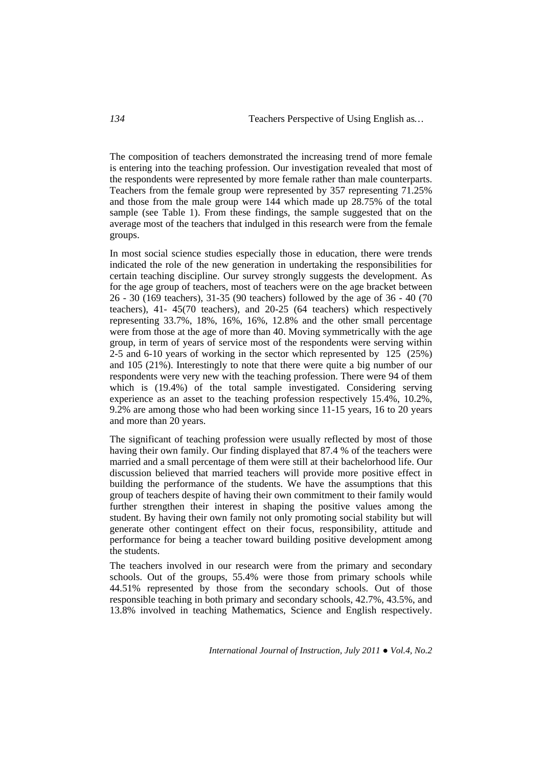The composition of teachers demonstrated the increasing trend of more female is entering into the teaching profession. Our investigation revealed that most of the respondents were represented by more female rather than male counterparts. Teachers from the female group were represented by 357 representing 71.25% and those from the male group were 144 which made up 28.75% of the total sample (see Table 1). From these findings, the sample suggested that on the average most of the teachers that indulged in this research were from the female groups.

In most social science studies especially those in education, there were trends indicated the role of the new generation in undertaking the responsibilities for certain teaching discipline. Our survey strongly suggests the development. As for the age group of teachers, most of teachers were on the age bracket between 26 - 30 (169 teachers), 31-35 (90 teachers) followed by the age of 36 - 40 (70 teachers), 41- 45(70 teachers), and 20-25 (64 teachers) which respectively representing 33.7%, 18%, 16%, 16%, 12.8% and the other small percentage were from those at the age of more than 40. Moving symmetrically with the age group, in term of years of service most of the respondents were serving within 2-5 and 6-10 years of working in the sector which represented by 125 (25%) and 105 (21%). Interestingly to note that there were quite a big number of our respondents were very new with the teaching profession. There were 94 of them which is (19.4%) of the total sample investigated. Considering serving experience as an asset to the teaching profession respectively 15.4%, 10.2%, 9.2% are among those who had been working since 11-15 years, 16 to 20 years and more than 20 years.

The significant of teaching profession were usually reflected by most of those having their own family. Our finding displayed that 87.4 % of the teachers were married and a small percentage of them were still at their bachelorhood life. Our discussion believed that married teachers will provide more positive effect in building the performance of the students. We have the assumptions that this group of teachers despite of having their own commitment to their family would further strengthen their interest in shaping the positive values among the student. By having their own family not only promoting social stability but will generate other contingent effect on their focus, responsibility, attitude and performance for being a teacher toward building positive development among the students.

The teachers involved in our research were from the primary and secondary schools. Out of the groups, 55.4% were those from primary schools while 44.51% represented by those from the secondary schools. Out of those responsible teaching in both primary and secondary schools, 42.7%, 43.5%, and 13.8% involved in teaching Mathematics, Science and English respectively.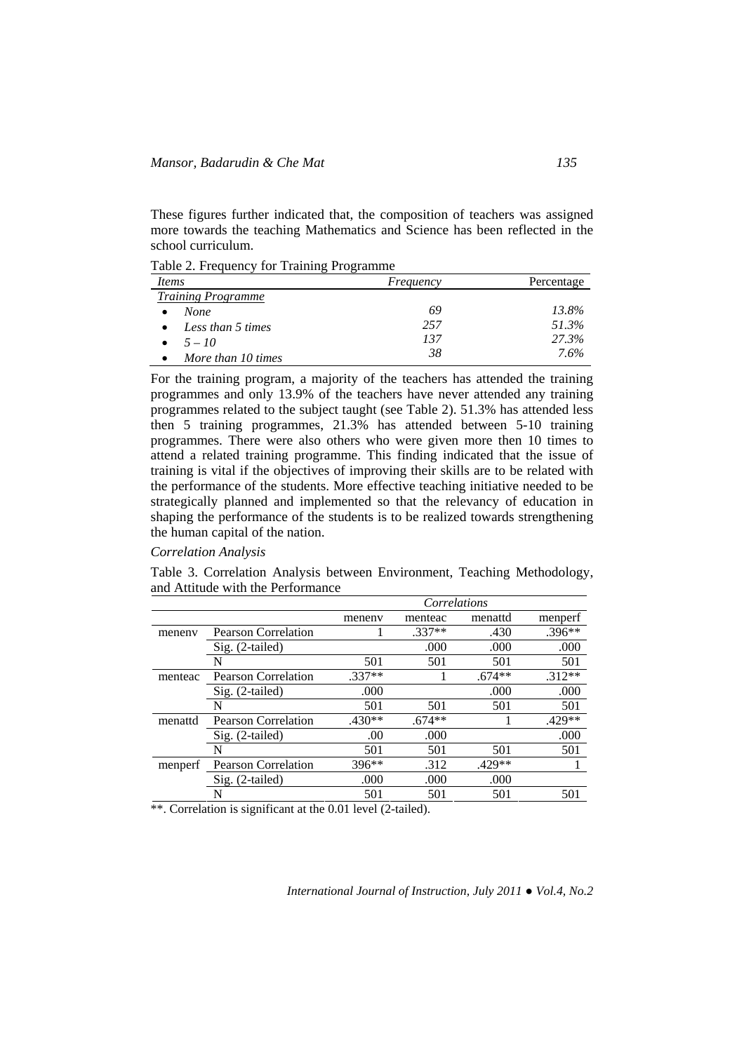These figures further indicated that, the composition of teachers was assigned more towards the teaching Mathematics and Science has been reflected in the school curriculum.

Table 2. Frequency for Training Programme

| *Items* | *Frequency* | Percentage |
|---|---|---|
| *Training Programme* | | |
| • *None* | *69* | *13.8%* |
| • *Less than 5 times* | *257* | *51.3%* |
| • *5 – 10* | *137* | *27.3%* |
| • *More than 10 times* | *38* | *7.6%* |

For the training program, a majority of the teachers has attended the training programmes and only 13.9% of the teachers have never attended any training programmes related to the subject taught (see Table 2). 51.3% has attended less then 5 training programmes, 21.3% has attended between 5-10 training programmes. There were also others who were given more then 10 times to attend a related training programme. This finding indicated that the issue of training is vital if the objectives of improving their skills are to be related with the performance of the students. More effective teaching initiative needed to be strategically planned and implemented so that the relevancy of education in shaping the performance of the students is to be realized towards strengthening the human capital of the nation.

*Correlation Analysis*

Table 3. Correlation Analysis between Environment, Teaching Methodology, and Attitude with the Performance

| | | *Correlations* | | | |
|---|---|---|---|---|---|
| | | menenv | menteac | menattd | menperf |
| menenv | Pearson Correlation | 1 | .337** | .430 | .396** |
| | Sig. (2-tailed) | | .000 | .000 | .000 |
| | N | 501 | 501 | 501 | 501 |
| menteac | Pearson Correlation | .337** | 1 | .674** | .312** |
| | Sig. (2-tailed) | .000 | | .000 | .000 |
| | N | 501 | 501 | 501 | 501 |
| menattd | Pearson Correlation | .430** | .674** | 1 | .429** |
| | Sig. (2-tailed) | .00 | .000 | | .000 |
| | N | 501 | 501 | 501 | 501 |
| menperf | Pearson Correlation | 396** | .312 | .429** | 1 |
| | Sig. (2-tailed) | .000 | .000 | .000 | |
| | N | 501 | 501 | 501 | 501 |

**. Correlation is significant at the 0.01 level (2-tailed).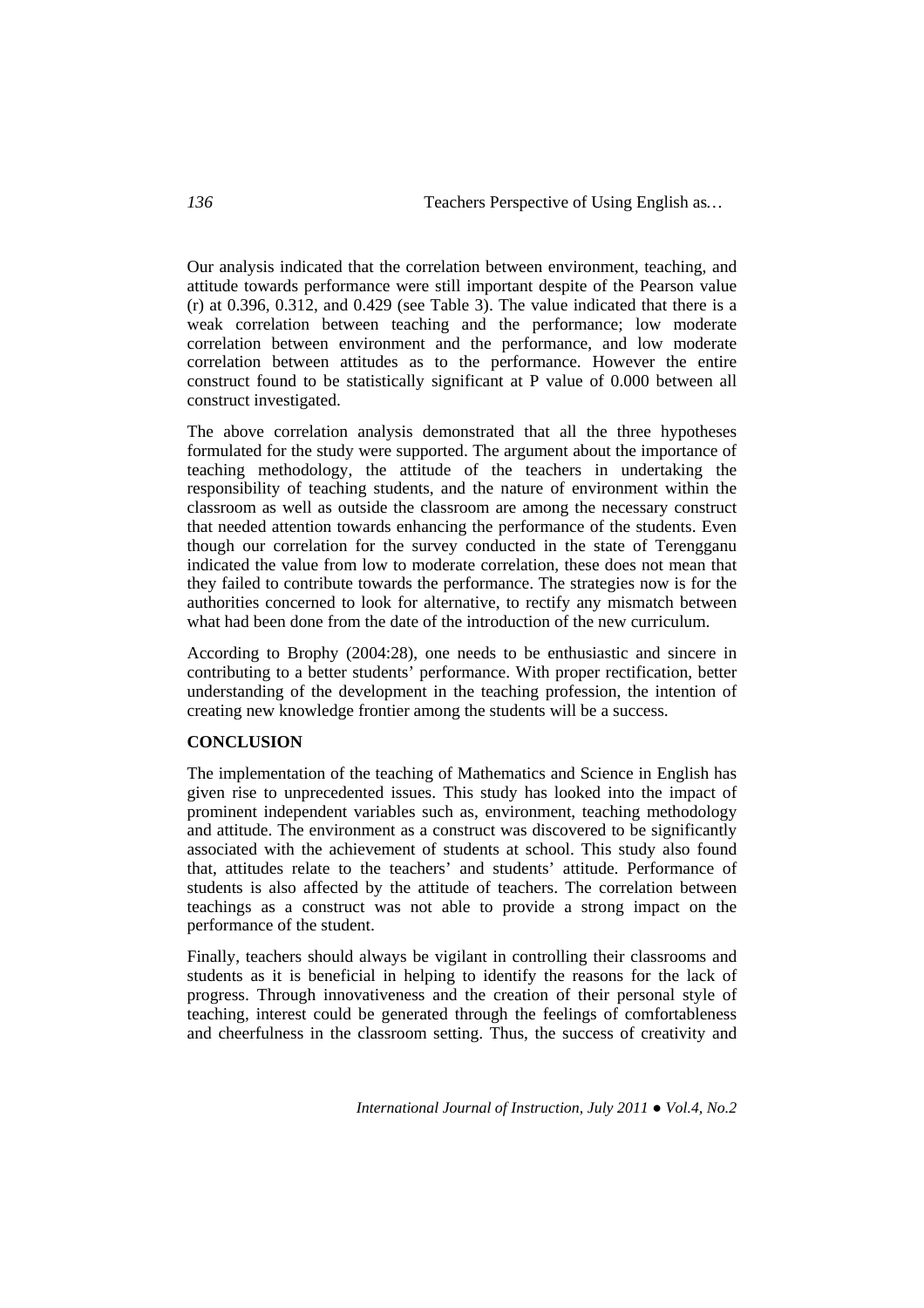Our analysis indicated that the correlation between environment, teaching, and attitude towards performance were still important despite of the Pearson value (r) at 0.396, 0.312, and 0.429 (see Table 3). The value indicated that there is a weak correlation between teaching and the performance; low moderate correlation between environment and the performance, and low moderate correlation between attitudes as to the performance. However the entire construct found to be statistically significant at P value of 0.000 between all construct investigated.

The above correlation analysis demonstrated that all the three hypotheses formulated for the study were supported. The argument about the importance of teaching methodology, the attitude of the teachers in undertaking the responsibility of teaching students, and the nature of environment within the classroom as well as outside the classroom are among the necessary construct that needed attention towards enhancing the performance of the students. Even though our correlation for the survey conducted in the state of Terengganu indicated the value from low to moderate correlation, these does not mean that they failed to contribute towards the performance. The strategies now is for the authorities concerned to look for alternative, to rectify any mismatch between what had been done from the date of the introduction of the new curriculum.

According to Brophy (2004:28), one needs to be enthusiastic and sincere in contributing to a better students' performance. With proper rectification, better understanding of the development in the teaching profession, the intention of creating new knowledge frontier among the students will be a success.

## CONCLUSION

The implementation of the teaching of Mathematics and Science in English has given rise to unprecedented issues. This study has looked into the impact of prominent independent variables such as, environment, teaching methodology and attitude. The environment as a construct was discovered to be significantly associated with the achievement of students at school. This study also found that, attitudes relate to the teachers' and students' attitude. Performance of students is also affected by the attitude of teachers. The correlation between teachings as a construct was not able to provide a strong impact on the performance of the student.

Finally, teachers should always be vigilant in controlling their classrooms and students as it is beneficial in helping to identify the reasons for the lack of progress. Through innovativeness and the creation of their personal style of teaching, interest could be generated through the feelings of comfortableness and cheerfulness in the classroom setting. Thus, the success of creativity and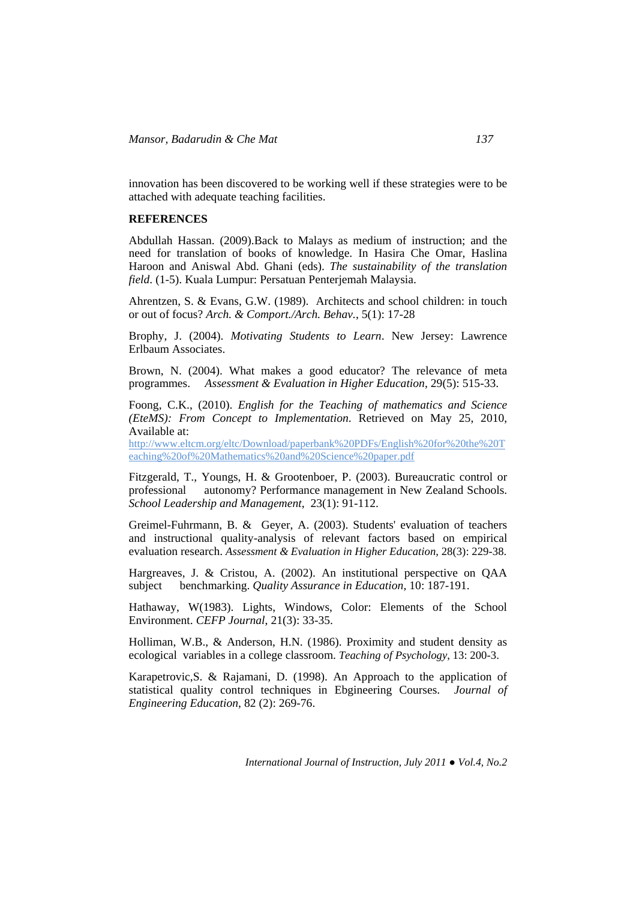innovation has been discovered to be working well if these strategies were to be attached with adequate teaching facilities.

## REFERENCES

Abdullah Hassan. (2009).Back to Malays as medium of instruction; and the need for translation of books of knowledge. In Hasira Che Omar, Haslina Haroon and Aniswal Abd. Ghani (eds). *The sustainability of the translation field*. (1-5). Kuala Lumpur: Persatuan Penterjemah Malaysia.

Ahrentzen, S. & Evans, G.W. (1989). Architects and school children: in touch or out of focus? *Arch. & Comport./Arch. Behav.*, 5(1): 17-28

Brophy, J. (2004). *Motivating Students to Learn*. New Jersey: Lawrence Erlbaum Associates.

Brown, N. (2004). What makes a good educator? The relevance of meta programmes. *Assessment & Evaluation in Higher Education*, 29(5): 515-33.

Foong, C.K., (2010). *English for the Teaching of mathematics and Science (EteMS): From Concept to Implementation*. Retrieved on May 25, 2010, Available at: http://www.eltcm.org/eltc/Download/paperbank%20PDFs/English%20for%20the%20Teaching%20of%20Mathematics%20and%20Science%20paper.pdf

Fitzgerald, T., Youngs, H. & Grootenboer, P. (2003). Bureaucratic control or professional autonomy? Performance management in New Zealand Schools. *School Leadership and Management*, 23(1): 91-112.

Greimel-Fuhrmann, B. & Geyer, A. (2003). Students' evaluation of teachers and instructional quality-analysis of relevant factors based on empirical evaluation research. *Assessment & Evaluation in Higher Education*, 28(3): 229-38.

Hargreaves, J. & Cristou, A. (2002). An institutional perspective on QAA subject benchmarking. *Quality Assurance in Education*, 10: 187-191.

Hathaway, W(1983). Lights, Windows, Color: Elements of the School Environment. *CEFP Journal*, 21(3): 33-35.

Holliman, W.B., & Anderson, H.N. (1986). Proximity and student density as ecological variables in a college classroom. *Teaching of Psychology*, 13: 200-3.

Karapetrovic,S. & Rajamani, D. (1998). An Approach to the application of statistical quality control techniques in Ebgineering Courses. *Journal of Engineering Education*, 82 (2): 269-76.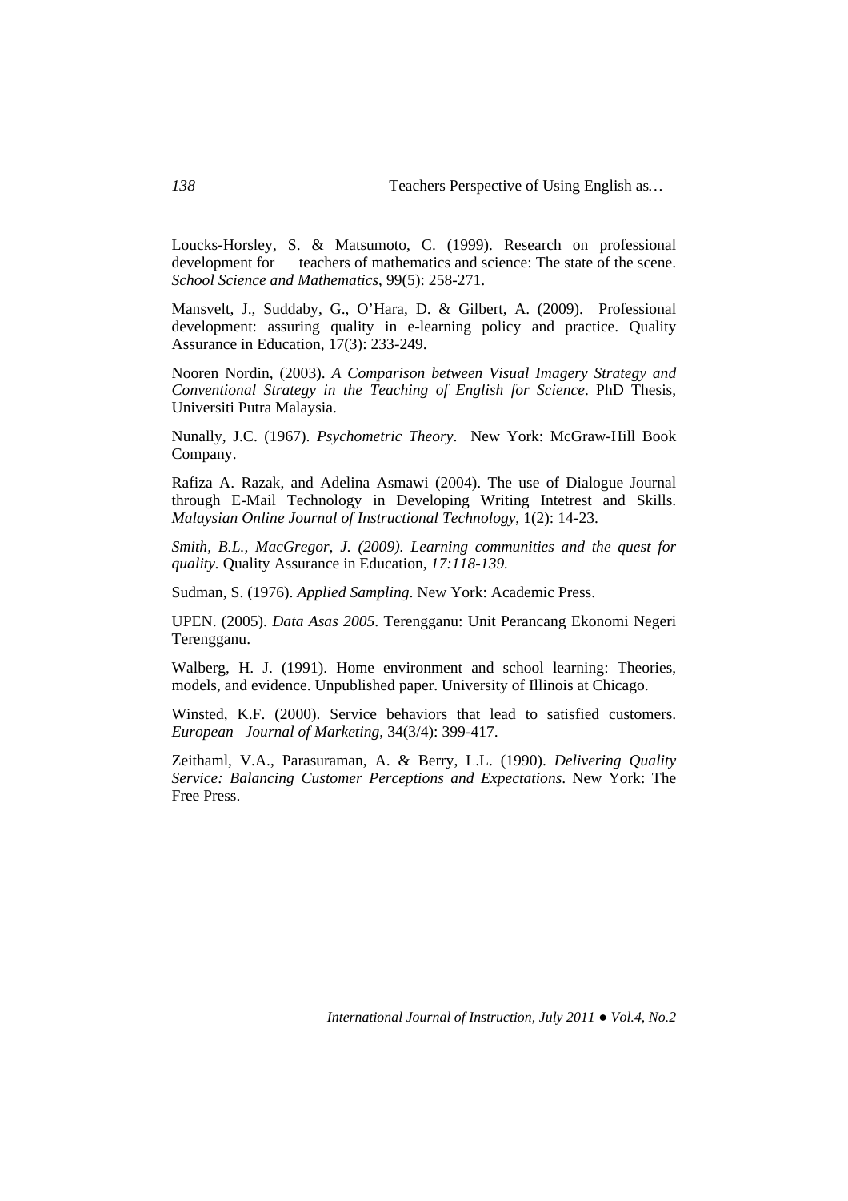Loucks-Horsley, S. & Matsumoto, C. (1999). Research on professional development for teachers of mathematics and science: The state of the scene. *School Science and Mathematics*, 99(5): 258-271.

Mansvelt, J., Suddaby, G., O'Hara, D. & Gilbert, A. (2009). Professional development: assuring quality in e-learning policy and practice. Quality Assurance in Education, 17(3): 233-249.

Nooren Nordin, (2003). *A Comparison between Visual Imagery Strategy and Conventional Strategy in the Teaching of English for Science*. PhD Thesis, Universiti Putra Malaysia.

Nunally, J.C. (1967). *Psychometric Theory*. New York: McGraw-Hill Book Company.

Rafiza A. Razak, and Adelina Asmawi (2004). The use of Dialogue Journal through E-Mail Technology in Developing Writing Intetrest and Skills. *Malaysian Online Journal of Instructional Technology*, 1(2): 14-23.

*Smith, B.L., MacGregor, J. (2009). Learning communities and the quest for quality.* Quality Assurance in Education, *17:118-139.*

Sudman, S. (1976). *Applied Sampling*. New York: Academic Press.

UPEN. (2005). *Data Asas 2005*. Terengganu: Unit Perancang Ekonomi Negeri Terengganu.

Walberg, H. J. (1991). Home environment and school learning: Theories, models, and evidence. Unpublished paper. University of Illinois at Chicago.

Winsted, K.F. (2000). Service behaviors that lead to satisfied customers. *European Journal of Marketing*, 34(3/4): 399-417.

Zeithaml, V.A., Parasuraman, A. & Berry, L.L. (1990). *Delivering Quality Service: Balancing Customer Perceptions and Expectations*. New York: The Free Press.